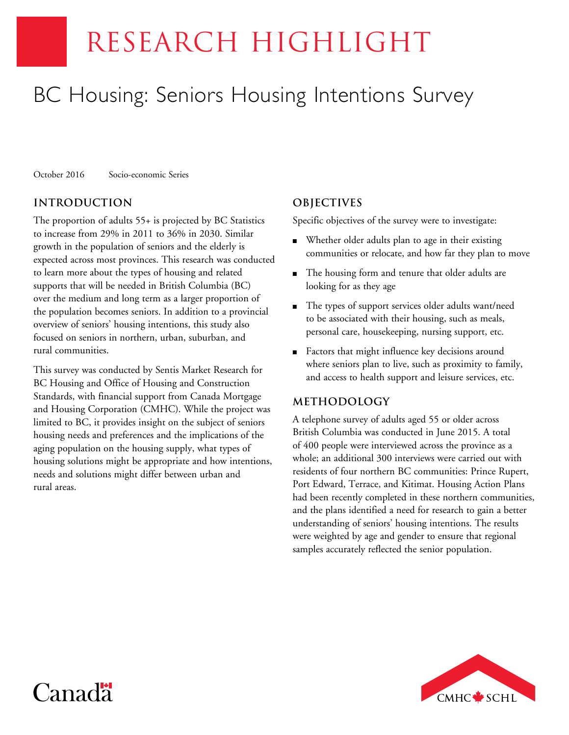# RESEARCH HIGHLIGHT

## BC Housing: Seniors Housing Intentions Survey

October 2016 Socio-economic Series

### INTRODUCTION

The proportion of adults 55+ is projected by BC Statistics to increase from 29% in 2011 to 36% in 2030. Similar growth in the population of seniors and the elderly is expected across most provinces. This research was conducted to learn more about the types of housing and related supports that will be needed in British Columbia (BC) over the medium and long term as a larger proportion of the population becomes seniors. In addition to a provincial overview of seniors' housing intentions, this study also focused on seniors in northern, urban, suburban, and rural communities.

This survey was conducted by Sentis Market Research for BC Housing and Office of Housing and Construction Standards, with financial support from Canada Mortgage and Housing Corporation (CMHC). While the project was limited to BC, it provides insight on the subject of seniors housing needs and preferences and the implications of the aging population on the housing supply, what types of housing solutions might be appropriate and how intentions, needs and solutions might differ between urban and rural areas.

### OBJECTIVES

Specific objectives of the survey were to investigate:

- Whether older adults plan to age in their existing communities or relocate, and how far they plan to move
- The housing form and tenure that older adults are looking for as they age
- The types of support services older adults want/need to be associated with their housing, such as meals, personal care, housekeeping, nursing support, etc.
- Factors that might influence key decisions around where seniors plan to live, such as proximity to family, and access to health support and leisure services, etc.

### METHODOLOGY

A telephone survey of adults aged 55 or older across British Columbia was conducted in June 2015. A total of 400 people were interviewed across the province as a whole; an additional 300 interviews were carried out with residents of four northern BC communities: Prince Rupert, Port Edward, Terrace, and Kitimat. Housing Action Plans had been recently completed in these northern communities, and the plans identified a need for research to gain a better understanding of seniors' housing intentions. The results were weighted by age and gender to ensure that regional samples accurately reflected the senior population.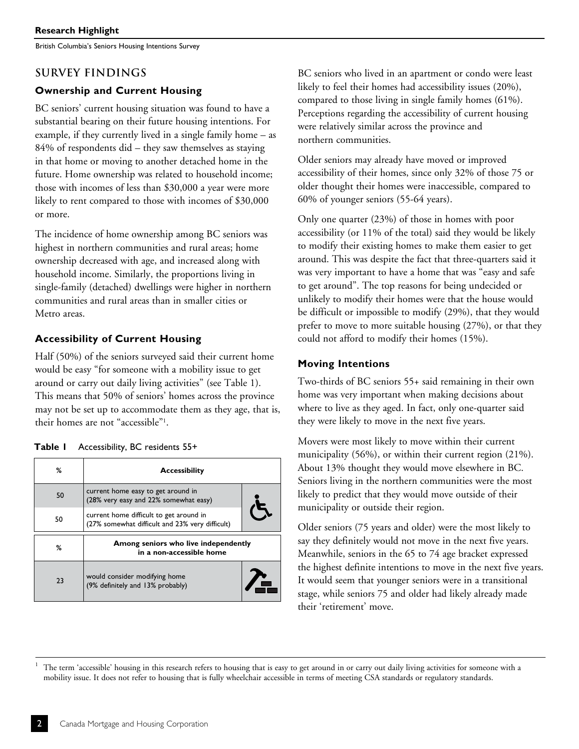## SURVEY FINDINGS

### Ownership and Current Housing

BC seniors' current housing situation was found to have a substantial bearing on their future housing intentions. For example, if they currently lived in a single family home – as 84% of respondents did – they saw themselves as staying in that home or moving to another detached home in the future. Home ownership was related to household income; those with incomes of less than $30,000 a year were more likely to rent compared to those with incomes of $30,000 or more.

The incidence of home ownership among BC seniors was highest in northern communities and rural areas; home ownership decreased with age, and increased along with household income. Similarly, the proportions living in single-family (detached) dwellings were higher in northern communities and rural areas than in smaller cities or Metro areas.

### Accessibility of Current Housing

Half (50%) of the seniors surveyed said their current home would be easy "for someone with a mobility issue to get around or carry out daily living activities" (see Table 1). This means that 50% of seniors' homes across the province may not be set up to accommodate them as they age, that is, their homes are not "accessible"[1].

**Table 1** Accessibility, BC residents 55+

| % | Accessibility |
|---|---|
| 50 | current home easy to get around in (28% very easy and 22% somewhat easy) |
| 50 | current home difficult to get around in (27% somewhat difficult and 23% very difficult) |
| **%** | **Among seniors who live independently in a non-accessible home** |
| 23 | would consider modifying home (9% definitely and 13% probably) |

BC seniors who lived in an apartment or condo were least likely to feel their homes had accessibility issues (20%), compared to those living in single family homes (61%). Perceptions regarding the accessibility of current housing were relatively similar across the province and northern communities.

Older seniors may already have moved or improved accessibility of their homes, since only 32% of those 75 or older thought their homes were inaccessible, compared to 60% of younger seniors (55-64 years).

Only one quarter (23%) of those in homes with poor accessibility (or 11% of the total) said they would be likely to modify their existing homes to make them easier to get around. This was despite the fact that three-quarters said it was very important to have a home that was "easy and safe to get around". The top reasons for being undecided or unlikely to modify their homes were that the house would be difficult or impossible to modify (29%), that they would prefer to move to more suitable housing (27%), or that they could not afford to modify their homes (15%).

### Moving Intentions

Two-thirds of BC seniors 55+ said remaining in their own home was very important when making decisions about where to live as they aged. In fact, only one-quarter said they were likely to move in the next five years.

Movers were most likely to move within their current municipality (56%), or within their current region (21%). About 13% thought they would move elsewhere in BC. Seniors living in the northern communities were the most likely to predict that they would move outside of their municipality or outside their region.

Older seniors (75 years and older) were the most likely to say they definitely would not move in the next five years. Meanwhile, seniors in the 65 to 74 age bracket expressed the highest definite intentions to move in the next five years. It would seem that younger seniors were in a transitional stage, while seniors 75 and older had likely already made their 'retirement' move.

[1] The term 'accessible' housing in this research refers to housing that is easy to get around in or carry out daily living activities for someone with a mobility issue. It does not refer to housing that is fully wheelchair accessible in terms of meeting CSA standards or regulatory standards.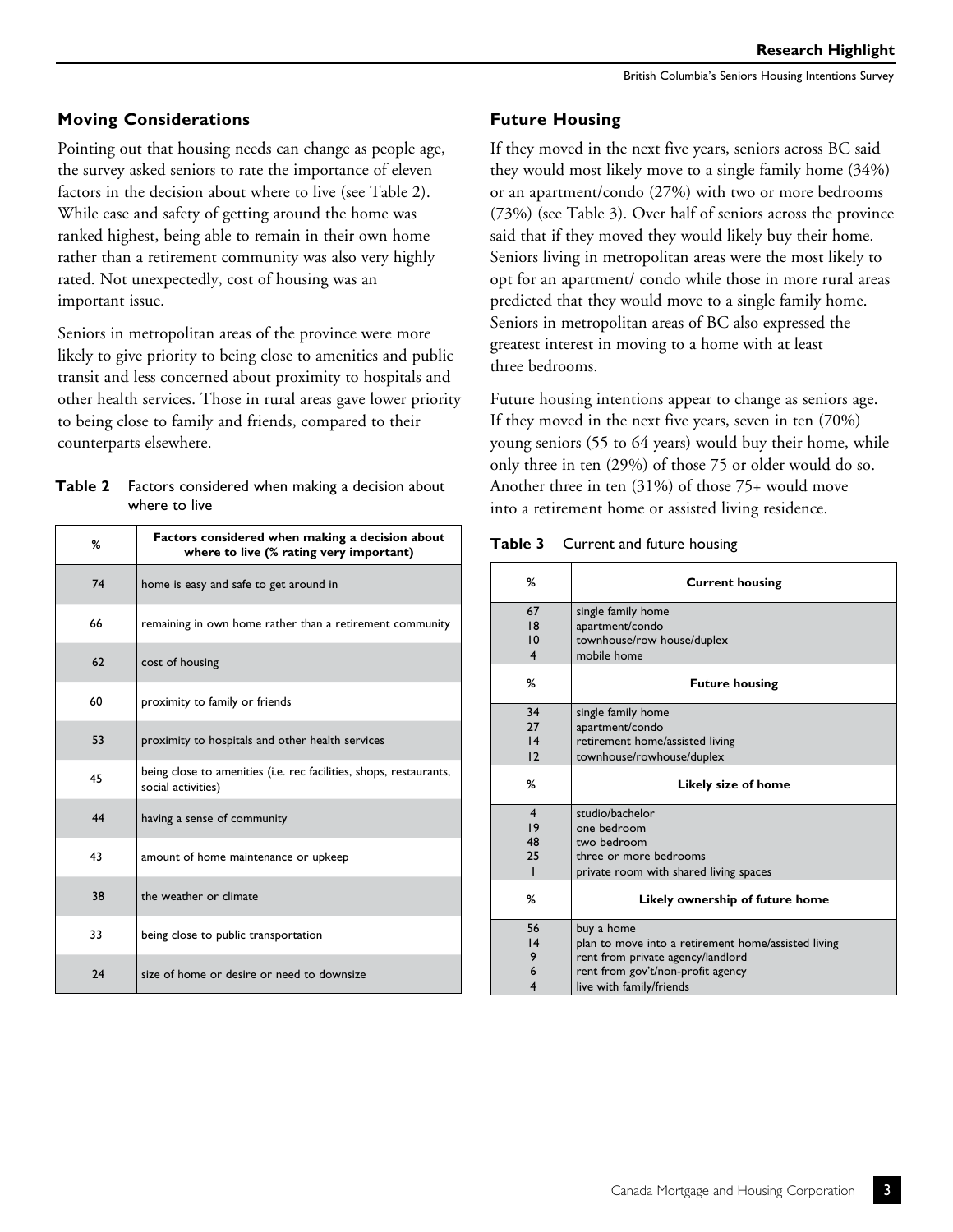## Moving Considerations

Pointing out that housing needs can change as people age, the survey asked seniors to rate the importance of eleven factors in the decision about where to live (see Table 2). While ease and safety of getting around the home was ranked highest, being able to remain in their own home rather than a retirement community was also very highly rated. Not unexpectedly, cost of housing was an important issue.

Seniors in metropolitan areas of the province were more likely to give priority to being close to amenities and public transit and less concerned about proximity to hospitals and other health services. Those in rural areas gave lower priority to being close to family and friends, compared to their counterparts elsewhere.

**Table 2** Factors considered when making a decision about where to live

| % | Factors considered when making a decision about where to live (% rating very important) |
|---|---|
| 74 | home is easy and safe to get around in |
| 66 | remaining in own home rather than a retirement community |
| 62 | cost of housing |
| 60 | proximity to family or friends |
| 53 | proximity to hospitals and other health services |
| 45 | being close to amenities (i.e. rec facilities, shops, restaurants, social activities) |
| 44 | having a sense of community |
| 43 | amount of home maintenance or upkeep |
| 38 | the weather or climate |
| 33 | being close to public transportation |
| 24 | size of home or desire or need to downsize |

## Future Housing

If they moved in the next five years, seniors across BC said they would most likely move to a single family home (34%) or an apartment/condo (27%) with two or more bedrooms (73%) (see Table 3). Over half of seniors across the province said that if they moved they would likely buy their home. Seniors living in metropolitan areas were the most likely to opt for an apartment/ condo while those in more rural areas predicted that they would move to a single family home. Seniors in metropolitan areas of BC also expressed the greatest interest in moving to a home with at least three bedrooms.

Future housing intentions appear to change as seniors age. If they moved in the next five years, seven in ten (70%) young seniors (55 to 64 years) would buy their home, while only three in ten (29%) of those 75 or older would do so. Another three in ten (31%) of those 75+ would move into a retirement home or assisted living residence.

**Table 3** Current and future housing

| % | Current housing |
|---|---|
| 67 | single family home |
| 18 | apartment/condo |
| 10 | townhouse/row house/duplex |
| 4 | mobile home |
| **%** | **Future housing** |
| 34 | single family home |
| 27 | apartment/condo |
| 14 | retirement home/assisted living |
| 12 | townhouse/rowhouse/duplex |
| **%** | **Likely size of home** |
| 4 | studio/bachelor |
| 19 | one bedroom |
| 48 | two bedroom |
| 25 | three or more bedrooms |
| 1 | private room with shared living spaces |
| **%** | **Likely ownership of future home** |
| 56 | buy a home |
| 14 | plan to move into a retirement home/assisted living |
| 9 | rent from private agency/landlord |
| 6 | rent from gov't/non-profit agency |
| 4 | live with family/friends |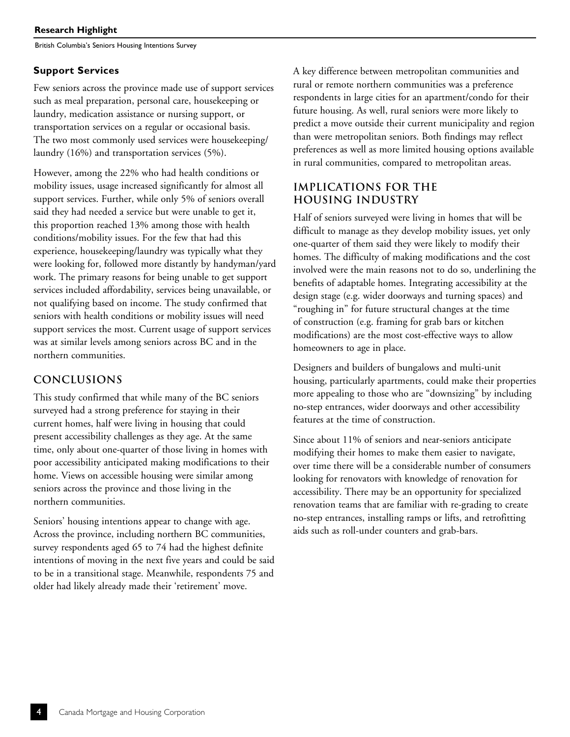### Support Services

Few seniors across the province made use of support services such as meal preparation, personal care, housekeeping or laundry, medication assistance or nursing support, or transportation services on a regular or occasional basis. The two most commonly used services were housekeeping/laundry (16%) and transportation services (5%).

However, among the 22% who had health conditions or mobility issues, usage increased significantly for almost all support services. Further, while only 5% of seniors overall said they had needed a service but were unable to get it, this proportion reached 13% among those with health conditions/mobility issues. For the few that had this experience, housekeeping/laundry was typically what they were looking for, followed more distantly by handyman/yard work. The primary reasons for being unable to get support services included affordability, services being unavailable, or not qualifying based on income. The study confirmed that seniors with health conditions or mobility issues will need support services the most. Current usage of support services was at similar levels among seniors across BC and in the northern communities.

## CONCLUSIONS

This study confirmed that while many of the BC seniors surveyed had a strong preference for staying in their current homes, half were living in housing that could present accessibility challenges as they age. At the same time, only about one-quarter of those living in homes with poor accessibility anticipated making modifications to their home. Views on accessible housing were similar among seniors across the province and those living in the northern communities.

Seniors' housing intentions appear to change with age. Across the province, including northern BC communities, survey respondents aged 65 to 74 had the highest definite intentions of moving in the next five years and could be said to be in a transitional stage. Meanwhile, respondents 75 and older had likely already made their 'retirement' move.

A key difference between metropolitan communities and rural or remote northern communities was a preference respondents in large cities for an apartment/condo for their future housing. As well, rural seniors were more likely to predict a move outside their current municipality and region than were metropolitan seniors. Both findings may reflect preferences as well as more limited housing options available in rural communities, compared to metropolitan areas.

## IMPLICATIONS FOR THE HOUSING INDUSTRY

Half of seniors surveyed were living in homes that will be difficult to manage as they develop mobility issues, yet only one-quarter of them said they were likely to modify their homes. The difficulty of making modifications and the cost involved were the main reasons not to do so, underlining the benefits of adaptable homes. Integrating accessibility at the design stage (e.g. wider doorways and turning spaces) and "roughing in" for future structural changes at the time of construction (e.g. framing for grab bars or kitchen modifications) are the most cost-effective ways to allow homeowners to age in place.

Designers and builders of bungalows and multi-unit housing, particularly apartments, could make their properties more appealing to those who are "downsizing" by including no-step entrances, wider doorways and other accessibility features at the time of construction.

Since about 11% of seniors and near-seniors anticipate modifying their homes to make them easier to navigate, over time there will be a considerable number of consumers looking for renovators with knowledge of renovation for accessibility. There may be an opportunity for specialized renovation teams that are familiar with re-grading to create no-step entrances, installing ramps or lifts, and retrofitting aids such as roll-under counters and grab-bars.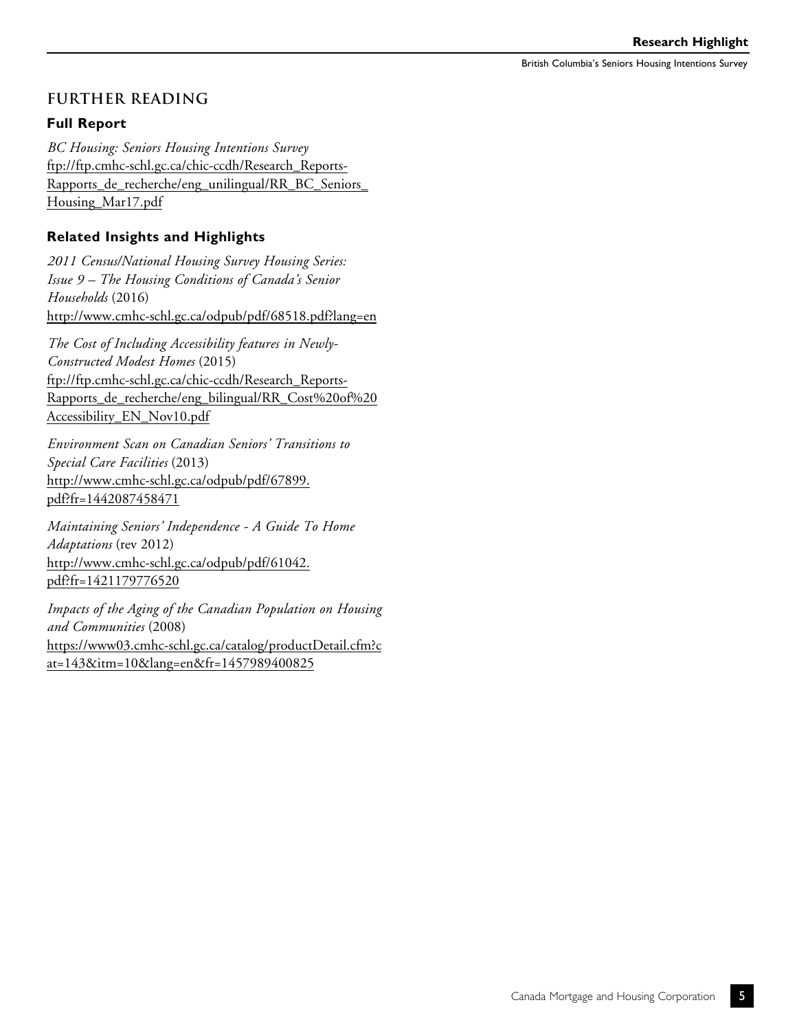## FURTHER READING

### Full Report

*BC Housing: Seniors Housing Intentions Survey*
ftp://ftp.cmhc-schl.gc.ca/chic-ccdh/Research_Reports-Rapports_de_recherche/eng_unilingual/RR_BC_Seniors_Housing_Mar17.pdf

### Related Insights and Highlights

*2011 Census/National Housing Survey Housing Series: Issue 9 – The Housing Conditions of Canada's Senior Households* (2016)
http://www.cmhc-schl.gc.ca/odpub/pdf/68518.pdf?lang=en

*The Cost of Including Accessibility features in Newly-Constructed Modest Homes* (2015)
ftp://ftp.cmhc-schl.gc.ca/chic-ccdh/Research_Reports-Rapports_de_recherche/eng_bilingual/RR_Cost%20of%20Accessibility_EN_Nov10.pdf

*Environment Scan on Canadian Seniors' Transitions to Special Care Facilities* (2013)
http://www.cmhc-schl.gc.ca/odpub/pdf/67899.pdf?fr=1442087458471

*Maintaining Seniors' Independence - A Guide To Home Adaptations* (rev 2012)
http://www.cmhc-schl.gc.ca/odpub/pdf/61042.pdf?fr=1421179776520

*Impacts of the Aging of the Canadian Population on Housing and Communities* (2008)
https://www03.cmhc-schl.gc.ca/catalog/productDetail.cfm?cat=143&itm=10&lang=en&fr=1457989400825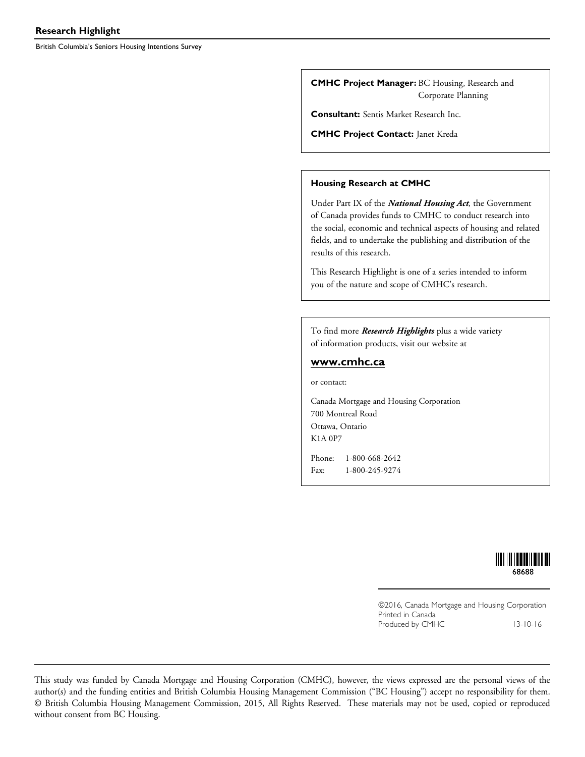**CMHC Project Manager:** BC Housing, Research and Corporate Planning

**Consultant:** Sentis Market Research Inc.

**CMHC Project Contact:** Janet Kreda

### Housing Research at CMHC

Under Part IX of the ***National Housing Act***, the Government of Canada provides funds to CMHC to conduct research into the social, economic and technical aspects of housing and related fields, and to undertake the publishing and distribution of the results of this research.

This Research Highlight is one of a series intended to inform you of the nature and scope of CMHC's research.

To find more ***Research Highlights*** plus a wide variety of information products, visit our website at

**www.cmhc.ca**

or contact:

Canada Mortgage and Housing Corporation
700 Montreal Road
Ottawa, Ontario
K1A 0P7

Phone: 1-800-668-2642
Fax: 1-800-245-9274

68688

©2016, Canada Mortgage and Housing Corporation
Printed in Canada
Produced by CMHC 13-10-16

This study was funded by Canada Mortgage and Housing Corporation (CMHC), however, the views expressed are the personal views of the author(s) and the funding entities and British Columbia Housing Management Commission ("BC Housing") accept no responsibility for them. © British Columbia Housing Management Commission, 2015, All Rights Reserved. These materials may not be used, copied or reproduced without consent from BC Housing.